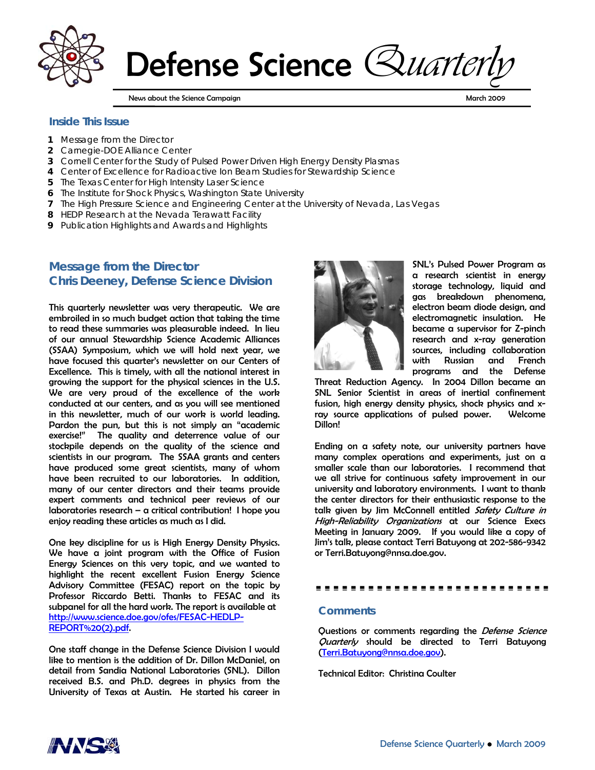# Defense Science *Quarterly*

News about the Science Campaign — March 2009

## Inside This Issue

1. Message from the Director
2. Carnegie-DOE Alliance Center
3. Cornell Center for the Study of Pulsed Power Driven High Energy Density Plasmas
4. Center of Excellence for Radioactive Ion Beam Studies for Stewardship Science
5. The Texas Center for High Intensity Laser Science
6. The Institute for Shock Physics, Washington State University
7. The High Pressure Science and Engineering Center at the University of Nevada, Las Vegas
8. HEDP Research at the Nevada Terawatt Facility
9. Publication Highlights and Awards and Highlights

## Message from the Director
## Chris Deeney, Defense Science Division

This quarterly newsletter was very therapeutic. We are embroiled in so much budget action that taking the time to read these summaries was pleasurable indeed. In lieu of our annual Stewardship Science Academic Alliances (SSAA) Symposium, which we will hold next year, we have focused this quarter's newsletter on our Centers of Excellence. This is timely, with all the national interest in growing the support for the physical sciences in the U.S. We are very proud of the excellence of the work conducted at our centers, and as you will see mentioned in this newsletter, much of our work is world leading. Pardon the pun, but this is not simply an "academic exercise!" The quality and deterrence value of our stockpile depends on the quality of the science and scientists in our program. The SSAA grants and centers have produced some great scientists, many of whom have been recruited to our laboratories. In addition, many of our center directors and their teams provide expert comments and technical peer reviews of our laboratories research – a critical contribution! I hope you enjoy reading these articles as much as I did.

One key discipline for us is High Energy Density Physics. We have a joint program with the Office of Fusion Energy Sciences on this very topic, and we wanted to highlight the recent excellent Fusion Energy Science Advisory Committee (FESAC) report on the topic by Professor Riccardo Betti. Thanks to FESAC and its subpanel for all the hard work. The report is available at http://www.science.doe.gov/ofes/FESAC-HEDLP-REPORT%20(2).pdf.

One staff change in the Defense Science Division I would like to mention is the addition of Dr. Dillon McDaniel, on detail from Sandia National Laboratories (SNL). Dillon received B.S. and Ph.D. degrees in physics from the University of Texas at Austin. He started his career in SNL's Pulsed Power Program as a research scientist in energy storage technology, liquid and gas breakdown phenomena, electron beam diode design, and electromagnetic insulation. He became a supervisor for Z-pinch research and x-ray generation sources, including collaboration with Russian and French programs and the Defense Threat Reduction Agency. In 2004 Dillon became an SNL Senior Scientist in areas of inertial confinement fusion, high energy density physics, shock physics and x-ray source applications of pulsed power. Welcome Dillon!

Ending on a safety note, our university partners have many complex operations and experiments, just on a smaller scale than our laboratories. I recommend that we all strive for continuous safety improvement in our university and laboratory environments. I want to thank the center directors for their enthusiastic response to the talk given by Jim McConnell entitled *Safety Culture in High-Reliability Organizations* at our Science Execs Meeting in January 2009. If you would like a copy of Jim's talk, please contact Terri Batuyong at 202-586-9342 or Terri.Batuyong@nnsa.doe.gov.

## Comments

Questions or comments regarding the *Defense Science Quarterly* should be directed to Terri Batuyong (Terri.Batuyong@nnsa.doe.gov).

Technical Editor: Christina Coulter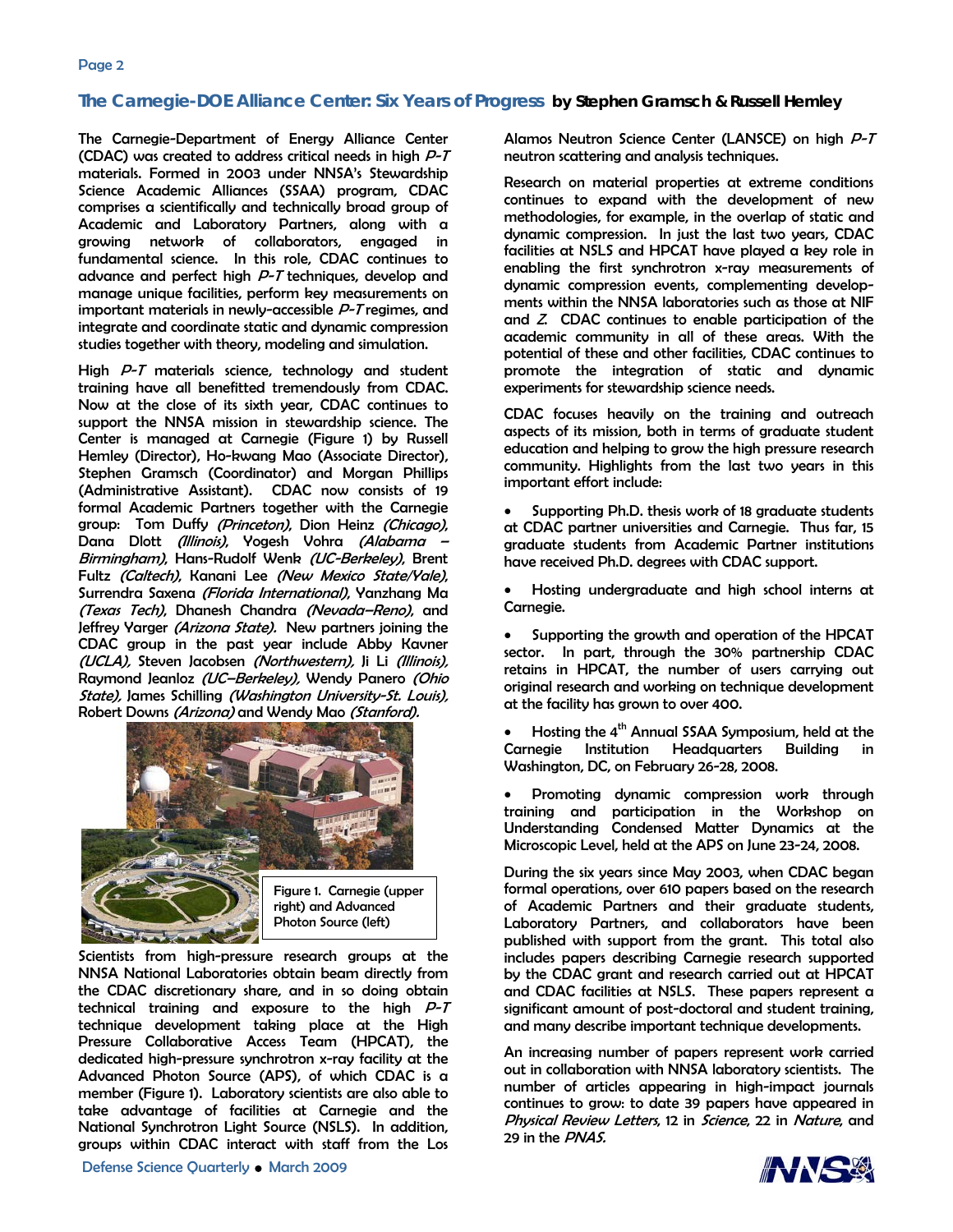## The Carnegie-DOE Alliance Center: Six Years of Progress by Stephen Gramsch & Russell Hemley

The Carnegie-Department of Energy Alliance Center (CDAC) was created to address critical needs in high *P-T* materials. Formed in 2003 under NNSA's Stewardship Science Academic Alliances (SSAA) program, CDAC comprises a scientifically and technically broad group of Academic and Laboratory Partners, along with a growing network of collaborators, engaged in fundamental science. In this role, CDAC continues to advance and perfect high *P-T* techniques, develop and manage unique facilities, perform key measurements on important materials in newly-accessible *P-T* regimes, and integrate and coordinate static and dynamic compression studies together with theory, modeling and simulation.

High *P-T* materials science, technology and student training have all benefitted tremendously from CDAC. Now at the close of its sixth year, CDAC continues to support the NNSA mission in stewardship science. The Center is managed at Carnegie (Figure 1) by Russell Hemley (Director), Ho-kwang Mao (Associate Director), Stephen Gramsch (Coordinator) and Morgan Phillips (Administrative Assistant). CDAC now consists of 19 formal Academic Partners together with the Carnegie group: Tom Duffy *(Princeton)*, Dion Heinz *(Chicago)*, Dana Dlott *(Illinois)*, Yogesh Vohra *(Alabama – Birmingham)*, Hans-Rudolf Wenk *(UC-Berkeley)*, Brent Fultz *(Caltech)*, Kanani Lee *(New Mexico State/Yale)*, Surrendra Saxena *(Florida International)*, Yanzhang Ma *(Texas Tech)*, Dhanesh Chandra *(Nevada–Reno)*, and Jeffrey Yarger *(Arizona State)*. New partners joining the CDAC group in the past year include Abby Kavner *(UCLA)*, Steven Jacobsen *(Northwestern)*, Ji Li *(Illinois)*, Raymond Jeanloz *(UC–Berkeley)*, Wendy Panero *(Ohio State)*, James Schilling *(Washington University-St. Louis)*, Robert Downs *(Arizona)* and Wendy Mao *(Stanford)*.

Figure 1. Carnegie (upper right) and Advanced Photon Source (left)

Scientists from high-pressure research groups at the NNSA National Laboratories obtain beam directly from the CDAC discretionary share, and in so doing obtain technical training and exposure to the high *P-T* technique development taking place at the High Pressure Collaborative Access Team (HPCAT), the dedicated high-pressure synchrotron x-ray facility at the Advanced Photon Source (APS), of which CDAC is a member (Figure 1). Laboratory scientists are also able to take advantage of facilities at Carnegie and the National Synchrotron Light Source (NSLS). In addition, groups within CDAC interact with staff from the Los Alamos Neutron Science Center (LANSCE) on high *P-T* neutron scattering and analysis techniques.

Research on material properties at extreme conditions continues to expand with the development of new methodologies, for example, in the overlap of static and dynamic compression. In just the last two years, CDAC facilities at NSLS and HPCAT have played a key role in enabling the first synchrotron x-ray measurements of dynamic compression events, complementing developments within the NNSA laboratories such as those at NIF and *Z*. CDAC continues to enable participation of the academic community in all of these areas. With the potential of these and other facilities, CDAC continues to promote the integration of static and dynamic experiments for stewardship science needs.

CDAC focuses heavily on the training and outreach aspects of its mission, both in terms of graduate student education and helping to grow the high pressure research community. Highlights from the last two years in this important effort include:

- Supporting Ph.D. thesis work of 18 graduate students at CDAC partner universities and Carnegie. Thus far, 15 graduate students from Academic Partner institutions have received Ph.D. degrees with CDAC support.
- Hosting undergraduate and high school interns at Carnegie.
- Supporting the growth and operation of the HPCAT sector. In part, through the 30% partnership CDAC retains in HPCAT, the number of users carrying out original research and working on technique development at the facility has grown to over 400.
- Hosting the 4th Annual SSAA Symposium, held at the Carnegie Institution Headquarters Building in Washington, DC, on February 26-28, 2008.
- Promoting dynamic compression work through training and participation in the Workshop on Understanding Condensed Matter Dynamics at the Microscopic Level, held at the APS on June 23-24, 2008.

During the six years since May 2003, when CDAC began formal operations, over 610 papers based on the research of Academic Partners and their graduate students, Laboratory Partners, and collaborators have been published with support from the grant. This total also includes papers describing Carnegie research supported by the CDAC grant and research carried out at HPCAT and CDAC facilities at NSLS. These papers represent a significant amount of post-doctoral and student training, and many describe important technique developments.

An increasing number of papers represent work carried out in collaboration with NNSA laboratory scientists. The number of articles appearing in high-impact journals continues to grow: to date 39 papers have appeared in *Physical Review Letters*, 12 in *Science*, 22 in *Nature*, and 29 in the *PNAS*.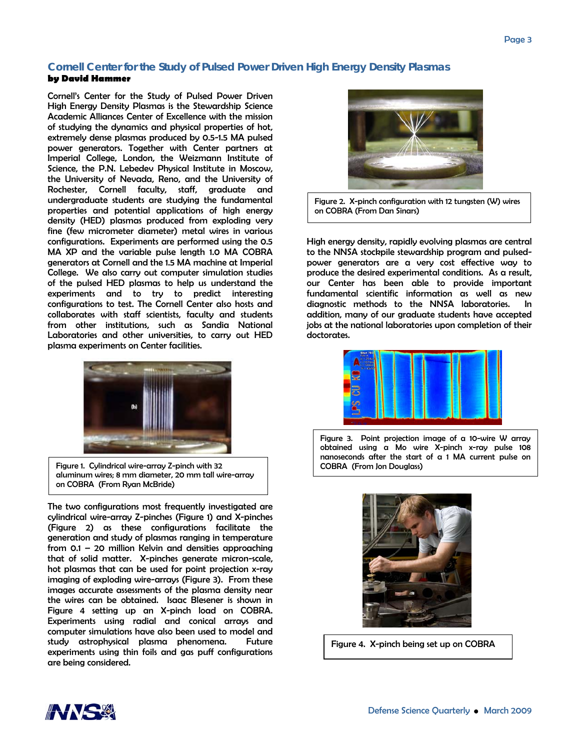## Cornell Center for the Study of Pulsed Power Driven High Energy Density Plasmas

**by David Hammer**

Cornell's Center for the Study of Pulsed Power Driven High Energy Density Plasmas is the Stewardship Science Academic Alliances Center of Excellence with the mission of studying the dynamics and physical properties of hot, extremely dense plasmas produced by 0.5-1.5 MA pulsed power generators. Together with Center partners at Imperial College, London, the Weizmann Institute of Science, the P.N. Lebedev Physical Institute in Moscow, the University of Nevada, Reno, and the University of Rochester, Cornell faculty, staff, graduate and undergraduate students are studying the fundamental properties and potential applications of high energy density (HED) plasmas produced from exploding very fine (few micrometer diameter) metal wires in various configurations. Experiments are performed using the 0.5 MA XP and the variable pulse length 1.0 MA COBRA generators at Cornell and the 1.5 MA machine at Imperial College. We also carry out computer simulation studies of the pulsed HED plasmas to help us understand the experiments and to try to predict interesting configurations to test. The Cornell Center also hosts and collaborates with staff scientists, faculty and students from other institutions, such as Sandia National Laboratories and other universities, to carry out HED plasma experiments on Center facilities.

Figure 1. Cylindrical wire-array Z-pinch with 32 aluminum wires; 8 mm diameter, 20 mm tall wire-array on COBRA (From Ryan McBride)

The two configurations most frequently investigated are cylindrical wire-array Z-pinches (Figure 1) and X-pinches (Figure 2) as these configurations facilitate the generation and study of plasmas ranging in temperature from 0.1 – 20 million Kelvin and densities approaching that of solid matter. X-pinches generate micron-scale, hot plasmas that can be used for point projection x-ray imaging of exploding wire-arrays (Figure 3). From these images accurate assessments of the plasma density near the wires can be obtained. Isaac Blesener is shown in Figure 4 setting up an X-pinch load on COBRA. Experiments using radial and conical arrays and computer simulations have also been used to model and study astrophysical plasma phenomena. Future experiments using thin foils and gas puff configurations are being considered.

Figure 2. X-pinch configuration with 12 tungsten (W) wires on COBRA (From Dan Sinars)

High energy density, rapidly evolving plasmas are central to the NNSA stockpile stewardship program and pulsed-power generators are a very cost effective way to produce the desired experimental conditions. As a result, our Center has been able to provide important fundamental scientific information as well as new diagnostic methods to the NNSA laboratories. In addition, many of our graduate students have accepted jobs at the national laboratories upon completion of their doctorates.

Figure 3. Point projection image of a 10-wire W array obtained using a Mo wire X-pinch x-ray pulse 108 nanoseconds after the start of a 1 MA current pulse on COBRA (From Jon Douglass)

Figure 4. X-pinch being set up on COBRA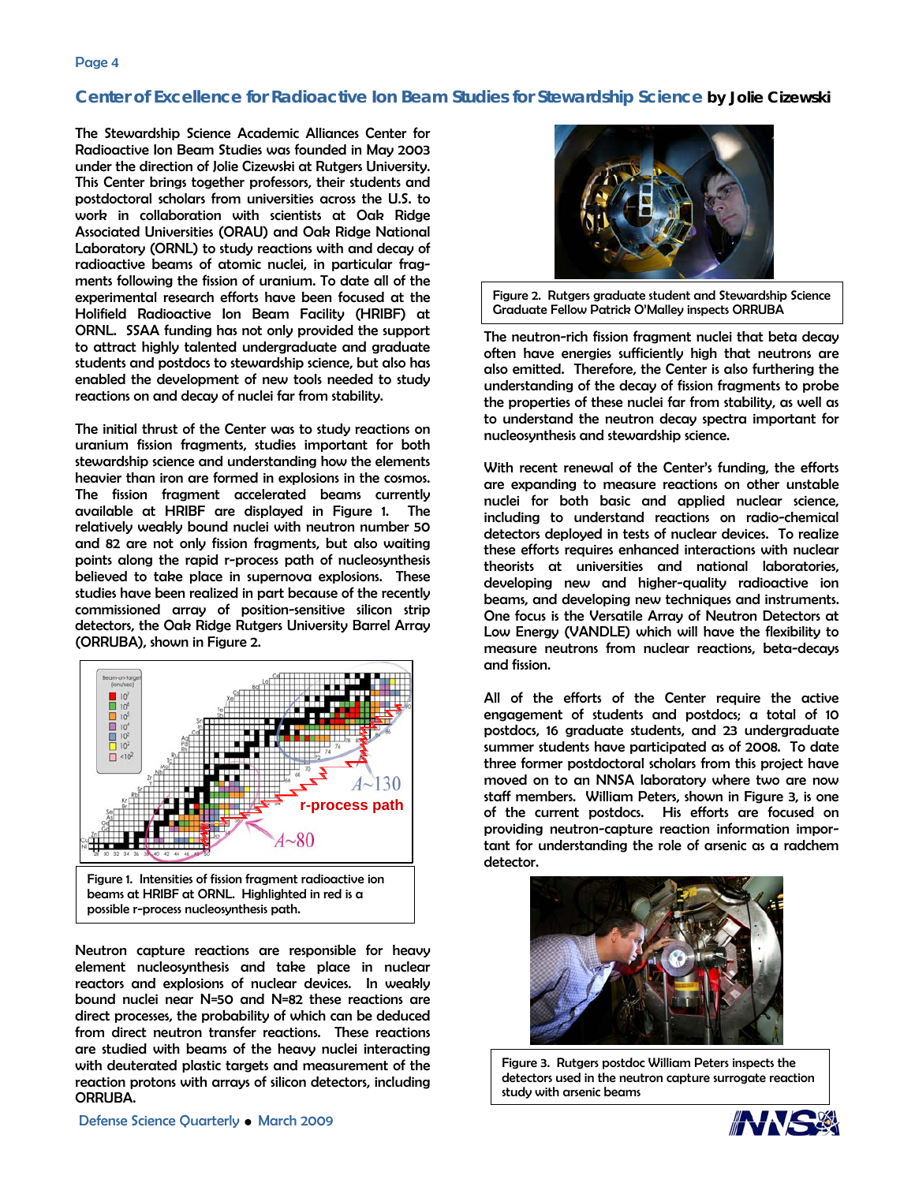## Center of Excellence for Radioactive Ion Beam Studies for Stewardship Science by Jolie Cizewski

The Stewardship Science Academic Alliances Center for Radioactive Ion Beam Studies was founded in May 2003 under the direction of Jolie Cizewski at Rutgers University. This Center brings together professors, their students and postdoctoral scholars from universities across the U.S. to work in collaboration with scientists at Oak Ridge Associated Universities (ORAU) and Oak Ridge National Laboratory (ORNL) to study reactions with and decay of radioactive beams of atomic nuclei, in particular fragments following the fission of uranium. To date all of the experimental research efforts have been focused at the Holifield Radioactive Ion Beam Facility (HRIBF) at ORNL. SSAA funding has not only provided the support to attract highly talented undergraduate and graduate students and postdocs to stewardship science, but also has enabled the development of new tools needed to study reactions on and decay of nuclei far from stability.

The initial thrust of the Center was to study reactions on uranium fission fragments, studies important for both stewardship science and understanding how the elements heavier than iron are formed in explosions in the cosmos. The fission fragment accelerated beams currently available at HRIBF are displayed in Figure 1. The relatively weakly bound nuclei with neutron number 50 and 82 are not only fission fragments, but also waiting points along the rapid r-process path of nucleosynthesis believed to take place in supernova explosions. These studies have been realized in part because of the recently commissioned array of position-sensitive silicon strip detectors, the Oak Ridge Rutgers University Barrel Array (ORRUBA), shown in Figure 2.

Figure 1. Intensities of fission fragment radioactive ion beams at HRIBF at ORNL. Highlighted in red is a possible r-process nucleosynthesis path.

Neutron capture reactions are responsible for heavy element nucleosynthesis and take place in nuclear reactors and explosions of nuclear devices. In weakly bound nuclei near N=50 and N=82 these reactions are direct processes, the probability of which can be deduced from direct neutron transfer reactions. These reactions are studied with beams of the heavy nuclei interacting with deuterated plastic targets and measurement of the reaction protons with arrays of silicon detectors, including ORRUBA.

Figure 2. Rutgers graduate student and Stewardship Science Graduate Fellow Patrick O'Malley inspects ORRUBA

The neutron-rich fission fragment nuclei that beta decay often have energies sufficiently high that neutrons are also emitted. Therefore, the Center is also furthering the understanding of the decay of fission fragments to probe the properties of these nuclei far from stability, as well as to understand the neutron decay spectra important for nucleosynthesis and stewardship science.

With recent renewal of the Center's funding, the efforts are expanding to measure reactions on other unstable nuclei for both basic and applied nuclear science, including to understand reactions on radio-chemical detectors deployed in tests of nuclear devices. To realize these efforts requires enhanced interactions with nuclear theorists at universities and national laboratories, developing new and higher-quality radioactive ion beams, and developing new techniques and instruments. One focus is the Versatile Array of Neutron Detectors at Low Energy (VANDLE) which will have the flexibility to measure neutrons from nuclear reactions, beta-decays and fission.

All of the efforts of the Center require the active engagement of students and postdocs; a total of 10 postdocs, 16 graduate students, and 23 undergraduate summer students have participated as of 2008. To date three former postdoctoral scholars from this project have moved on to an NNSA laboratory where two are now staff members. William Peters, shown in Figure 3, is one of the current postdocs. His efforts are focused on providing neutron-capture reaction information important for understanding the role of arsenic as a radchem detector.

Figure 3. Rutgers postdoc William Peters inspects the detectors used in the neutron capture surrogate reaction study with arsenic beams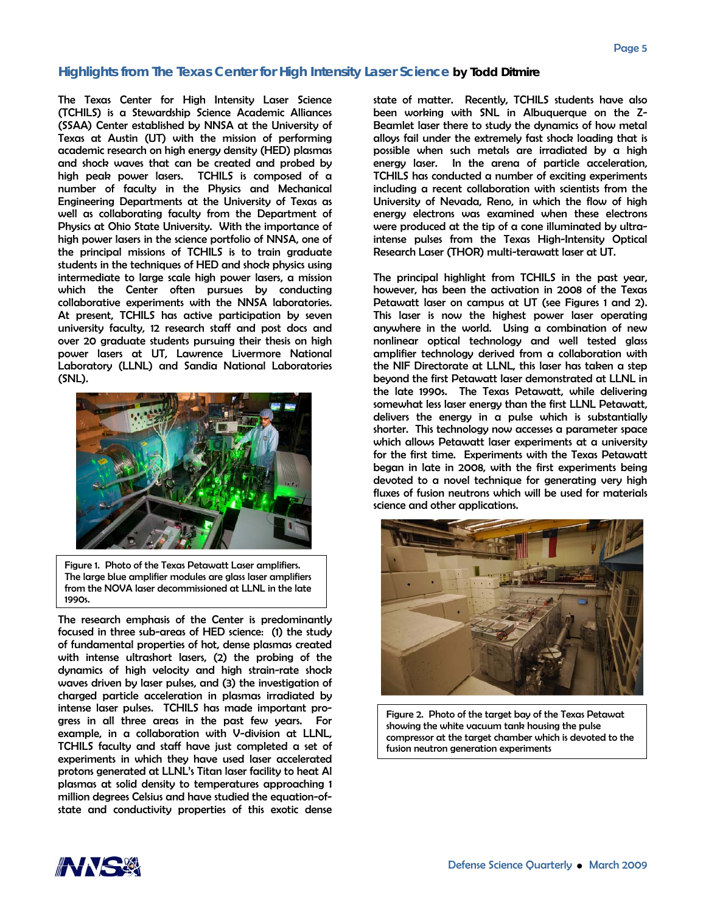## Highlights from The Texas Center for High Intensity Laser Science by Todd Ditmire

The Texas Center for High Intensity Laser Science (TCHILS) is a Stewardship Science Academic Alliances (SSAA) Center established by NNSA at the University of Texas at Austin (UT) with the mission of performing academic research on high energy density (HED) plasmas and shock waves that can be created and probed by high peak power lasers. TCHILS is composed of a number of faculty in the Physics and Mechanical Engineering Departments at the University of Texas as well as collaborating faculty from the Department of Physics at Ohio State University. With the importance of high power lasers in the science portfolio of NNSA, one of the principal missions of TCHILS is to train graduate students in the techniques of HED and shock physics using intermediate to large scale high power lasers, a mission which the Center often pursues by conducting collaborative experiments with the NNSA laboratories. At present, TCHILS has active participation by seven university faculty, 12 research staff and post docs and over 20 graduate students pursuing their thesis on high power lasers at UT, Lawrence Livermore National Laboratory (LLNL) and Sandia National Laboratories (SNL).

Figure 1. Photo of the Texas Petawatt Laser amplifiers. The large blue amplifier modules are glass laser amplifiers from the NOVA laser decommissioned at LLNL in the late 1990s.

The research emphasis of the Center is predominantly focused in three sub-areas of HED science: (1) the study of fundamental properties of hot, dense plasmas created with intense ultrashort lasers, (2) the probing of the dynamics of high velocity and high strain-rate shock waves driven by laser pulses, and (3) the investigation of charged particle acceleration in plasmas irradiated by intense laser pulses. TCHILS has made important progress in all three areas in the past few years. For example, in a collaboration with V-division at LLNL, TCHILS faculty and staff have just completed a set of experiments in which they have used laser accelerated protons generated at LLNL's Titan laser facility to heat Al plasmas at solid density to temperatures approaching 1 million degrees Celsius and have studied the equation-of-state and conductivity properties of this exotic dense state of matter. Recently, TCHILS students have also been working with SNL in Albuquerque on the Z-Beamlet laser there to study the dynamics of how metal alloys fail under the extremely fast shock loading that is possible when such metals are irradiated by a high energy laser. In the arena of particle acceleration, TCHILS has conducted a number of exciting experiments including a recent collaboration with scientists from the University of Nevada, Reno, in which the flow of high energy electrons was examined when these electrons were produced at the tip of a cone illuminated by ultra-intense pulses from the Texas High-Intensity Optical Research Laser (THOR) multi-terawatt laser at UT.

The principal highlight from TCHILS in the past year, however, has been the activation in 2008 of the Texas Petawatt laser on campus at UT (see Figures 1 and 2). This laser is now the highest power laser operating anywhere in the world. Using a combination of new nonlinear optical technology and well tested glass amplifier technology derived from a collaboration with the NIF Directorate at LLNL, this laser has taken a step beyond the first Petawatt laser demonstrated at LLNL in the late 1990s. The Texas Petawatt, while delivering somewhat less laser energy than the first LLNL Petawatt, delivers the energy in a pulse which is substantially shorter. This technology now accesses a parameter space which allows Petawatt laser experiments at a university for the first time. Experiments with the Texas Petawatt began in late in 2008, with the first experiments being devoted to a novel technique for generating very high fluxes of fusion neutrons which will be used for materials science and other applications.

Figure 2. Photo of the target bay of the Texas Petawat showing the white vacuum tank housing the pulse compressor at the target chamber which is devoted to the fusion neutron generation experiments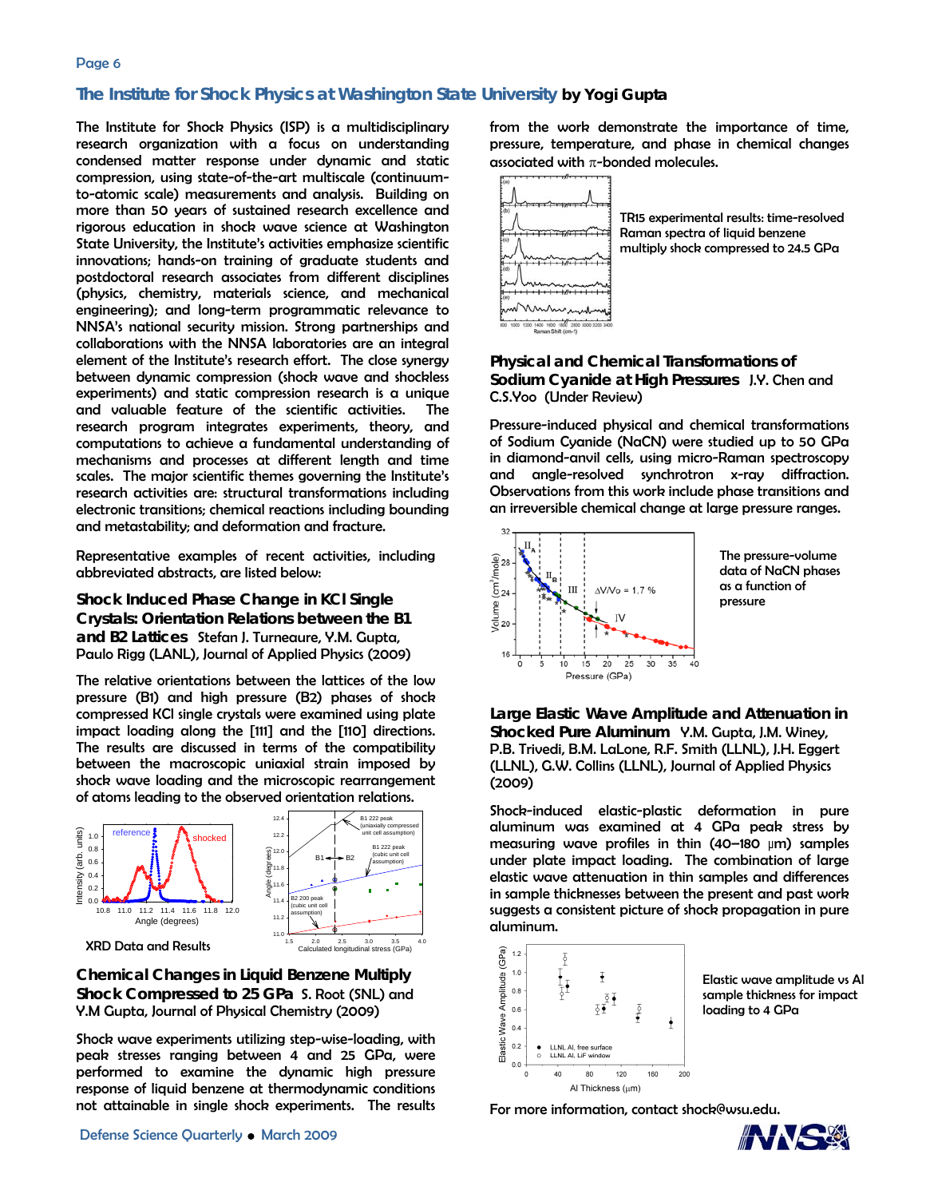## The Institute for Shock Physics at Washington State University by Yogi Gupta

The Institute for Shock Physics (ISP) is a multidisciplinary research organization with a focus on understanding condensed matter response under dynamic and static compression, using state-of-the-art multiscale (continuum-to-atomic scale) measurements and analysis. Building on more than 50 years of sustained research excellence and rigorous education in shock wave science at Washington State University, the Institute's activities emphasize scientific innovations; hands-on training of graduate students and postdoctoral research associates from different disciplines (physics, chemistry, materials science, and mechanical engineering); and long-term programmatic relevance to NNSA's national security mission. Strong partnerships and collaborations with the NNSA laboratories are an integral element of the Institute's research effort. The close synergy between dynamic compression (shock wave and shockless experiments) and static compression research is a unique and valuable feature of the scientific activities. The research program integrates experiments, theory, and computations to achieve a fundamental understanding of mechanisms and processes at different length and time scales. The major scientific themes governing the Institute's research activities are: structural transformations including electronic transitions; chemical reactions including bounding and metastability; and deformation and fracture.

Representative examples of recent activities, including abbreviated abstracts, are listed below:

### Shock Induced Phase Change in KCl Single Crystals: Orientation Relations between the B1 and B2 Lattices

Stefan J. Turneaure, Y.M. Gupta, Paulo Rigg (LANL), Journal of Applied Physics (2009)

The relative orientations between the lattices of the low pressure (B1) and high pressure (B2) phases of shock compressed KCl single crystals were examined using plate impact loading along the [111] and the [110] directions. The results are discussed in terms of the compatibility between the macroscopic uniaxial strain imposed by shock wave loading and the microscopic rearrangement of atoms leading to the observed orientation relations.

XRD Data and Results

### Chemical Changes in Liquid Benzene Multiply Shock Compressed to 25 GPa

S. Root (SNL) and Y.M Gupta, Journal of Physical Chemistry (2009)

Shock wave experiments utilizing step-wise-loading, with peak stresses ranging between 4 and 25 GPa, were performed to examine the dynamic high pressure response of liquid benzene at thermodynamic conditions not attainable in single shock experiments. The results from the work demonstrate the importance of time, pressure, temperature, and phase in chemical changes associated with $\pi$-bonded molecules.

TR15 experimental results: time-resolved Raman spectra of liquid benzene multiply shock compressed to 24.5 GPa

### Physical and Chemical Transformations of Sodium Cyanide at High Pressures

J.Y. Chen and C.S.Yoo (Under Review)

Pressure-induced physical and chemical transformations of Sodium Cyanide (NaCN) were studied up to 50 GPa in diamond-anvil cells, using micro-Raman spectroscopy and angle-resolved synchrotron x-ray diffraction. Observations from this work include phase transitions and an irreversible chemical change at large pressure ranges.

The pressure-volume data of NaCN phases as a function of pressure

### Large Elastic Wave Amplitude and Attenuation in Shocked Pure Aluminum

Y.M. Gupta, J.M. Winey, P.B. Trivedi, B.M. LaLone, R.F. Smith (LLNL), J.H. Eggert (LLNL), G.W. Collins (LLNL), Journal of Applied Physics (2009)

Shock-induced elastic-plastic deformation in pure aluminum was examined at 4 GPa peak stress by measuring wave profiles in thin (40–180 μm) samples under plate impact loading. The combination of large elastic wave attenuation in thin samples and differences in sample thicknesses between the present and past work suggests a consistent picture of shock propagation in pure aluminum.

Elastic wave amplitude vs Al sample thickness for impact loading to 4 GPa

For more information, contact shock@wsu.edu.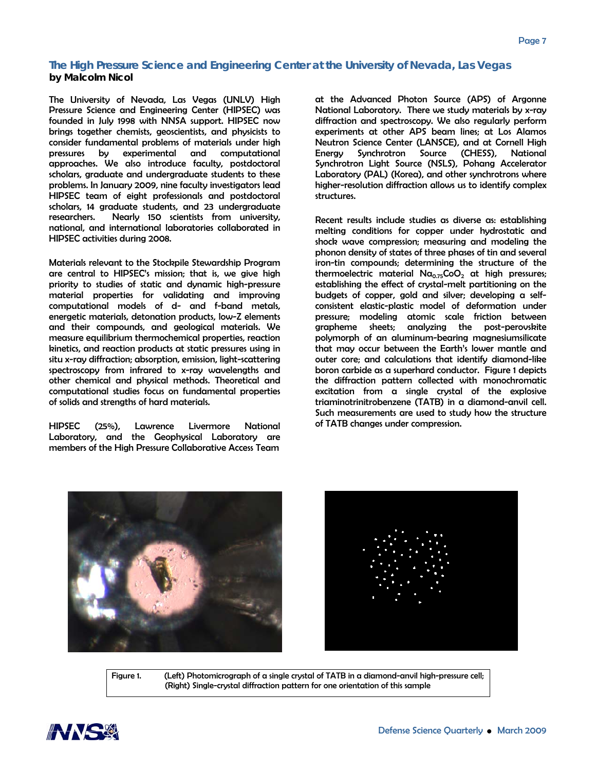## The High Pressure Science and Engineering Center at the University of Nevada, Las Vegas

**by Malcolm Nicol**

The University of Nevada, Las Vegas (UNLV) High Pressure Science and Engineering Center (HIPSEC) was founded in July 1998 with NNSA support. HIPSEC now brings together chemists, geoscientists, and physicists to consider fundamental problems of materials under high pressures by experimental and computational approaches. We also introduce faculty, postdoctoral scholars, graduate and undergraduate students to these problems. In January 2009, nine faculty investigators lead HIPSEC team of eight professionals and postdoctoral scholars, 14 graduate students, and 23 undergraduate researchers. Nearly 150 scientists from university, national, and international laboratories collaborated in HIPSEC activities during 2008.

Materials relevant to the Stockpile Stewardship Program are central to HIPSEC's mission; that is, we give high priority to studies of static and dynamic high-pressure material properties for validating and improving computational models of d- and f-band metals, energetic materials, detonation products, low-Z elements and their compounds, and geological materials. We measure equilibrium thermochemical properties, reaction kinetics, and reaction products at static pressures using in situ x-ray diffraction; absorption, emission, light-scattering spectroscopy from infrared to x-ray wavelengths and other chemical and physical methods. Theoretical and computational studies focus on fundamental properties of solids and strengths of hard materials.

HIPSEC (25%), Lawrence Livermore National Laboratory, and the Geophysical Laboratory are members of the High Pressure Collaborative Access Team at the Advanced Photon Source (APS) of Argonne National Laboratory. There we study materials by x-ray diffraction and spectroscopy. We also regularly perform experiments at other APS beam lines; at Los Alamos Neutron Science Center (LANSCE), and at Cornell High Energy Synchrotron Source (CHESS), National Synchrotron Light Source (NSLS), Pohang Accelerator Laboratory (PAL) (Korea), and other synchrotrons where higher-resolution diffraction allows us to identify complex structures.

Recent results include studies as diverse as: establishing melting conditions for copper under hydrostatic and shock wave compression; measuring and modeling the phonon density of states of three phases of tin and several iron-tin compounds; determining the structure of the thermoelectric material $Na_{0.75}CoO_2$ at high pressures; establishing the effect of crystal-melt partitioning on the budgets of copper, gold and silver; developing a self-consistent elastic-plastic model of deformation under pressure; modeling atomic scale friction between grapheme sheets; analyzing the post-perovskite polymorph of an aluminum-bearing magnesiumsilicate that may occur between the Earth's lower mantle and outer core; and calculations that identify diamond-like boron carbide as a superhard conductor. Figure 1 depicts the diffraction pattern collected with monochromatic excitation from a single crystal of the explosive triaminotrinitrobenzene (TATB) in a diamond-anvil cell. Such measurements are used to study how the structure of TATB changes under compression.

Figure 1. (Left) Photomicrograph of a single crystal of TATB in a diamond-anvil high-pressure cell; (Right) Single-crystal diffraction pattern for one orientation of this sample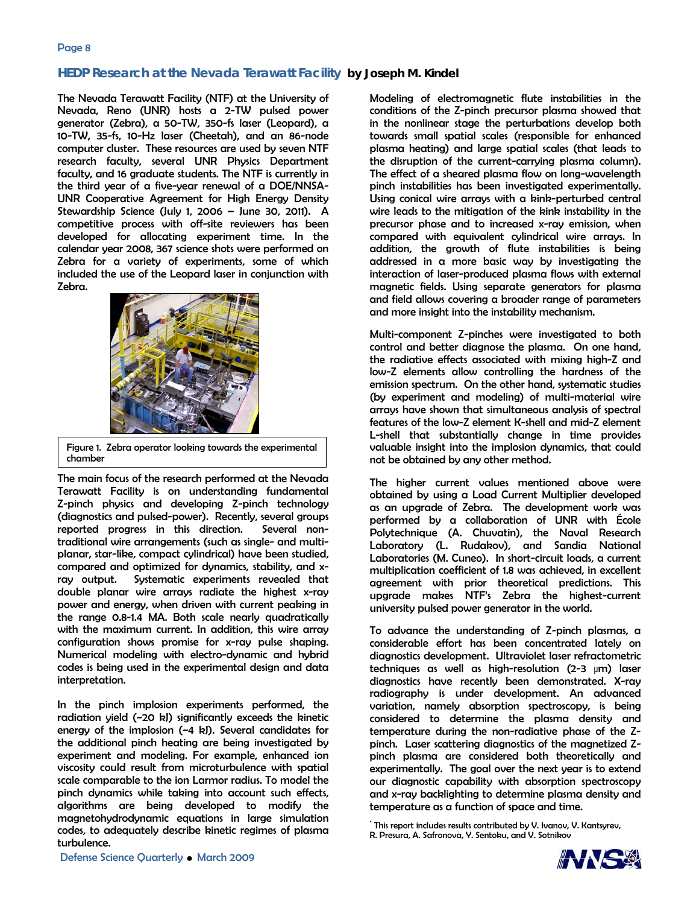## HEDP Research at the Nevada Terawatt Facility by Joseph M. Kindel

The Nevada Terawatt Facility (NTF) at the University of Nevada, Reno (UNR) hosts a 2-TW pulsed power generator (Zebra), a 50-TW, 350-fs laser (Leopard), a 10-TW, 35-fs, 10-Hz laser (Cheetah), and an 86-node computer cluster. These resources are used by seven NTF research faculty, several UNR Physics Department faculty, and 16 graduate students. The NTF is currently in the third year of a five-year renewal of a DOE/NNSA-UNR Cooperative Agreement for High Energy Density Stewardship Science (July 1, 2006 – June 30, 2011). A competitive process with off-site reviewers has been developed for allocating experiment time. In the calendar year 2008, 367 science shots were performed on Zebra for a variety of experiments, some of which included the use of the Leopard laser in conjunction with Zebra.

Figure 1. Zebra operator looking towards the experimental chamber

The main focus of the research performed at the Nevada Terawatt Facility is on understanding fundamental Z-pinch physics and developing Z-pinch technology (diagnostics and pulsed-power). Recently, several groups reported progress in this direction. Several non-traditional wire arrangements (such as single- and multi-planar, star-like, compact cylindrical) have been studied, compared and optimized for dynamics, stability, and x-ray output. Systematic experiments revealed that double planar wire arrays radiate the highest x-ray power and energy, when driven with current peaking in the range 0.8-1.4 MA. Both scale nearly quadratically with the maximum current. In addition, this wire array configuration shows promise for x-ray pulse shaping. Numerical modeling with electro-dynamic and hybrid codes is being used in the experimental design and data interpretation.

In the pinch implosion experiments performed, the radiation yield (~20 kJ) significantly exceeds the kinetic energy of the implosion (~4 kJ). Several candidates for the additional pinch heating are being investigated by experiment and modeling. For example, enhanced ion viscosity could result from microturbulence with spatial scale comparable to the ion Larmor radius. To model the pinch dynamics while taking into account such effects, algorithms are being developed to modify the magnetohydrodynamic equations in large simulation codes, to adequately describe kinetic regimes of plasma turbulence.

Modeling of electromagnetic flute instabilities in the conditions of the Z-pinch precursor plasma showed that in the nonlinear stage the perturbations develop both towards small spatial scales (responsible for enhanced plasma heating) and large spatial scales (that leads to the disruption of the current-carrying plasma column). The effect of a sheared plasma flow on long-wavelength pinch instabilities has been investigated experimentally. Using conical wire arrays with a kink-perturbed central wire leads to the mitigation of the kink instability in the precursor phase and to increased x-ray emission, when compared with equivalent cylindrical wire arrays. In addition, the growth of flute instabilities is being addressed in a more basic way by investigating the interaction of laser-produced plasma flows with external magnetic fields. Using separate generators for plasma and field allows covering a broader range of parameters and more insight into the instability mechanism.

Multi-component Z-pinches were investigated to both control and better diagnose the plasma. On one hand, the radiative effects associated with mixing high-Z and low-Z elements allow controlling the hardness of the emission spectrum. On the other hand, systematic studies (by experiment and modeling) of multi-material wire arrays have shown that simultaneous analysis of spectral features of the low-Z element K-shell and mid-Z element L-shell that substantially change in time provides valuable insight into the implosion dynamics, that could not be obtained by any other method.

The higher current values mentioned above were obtained by using a Load Current Multiplier developed as an upgrade of Zebra. The development work was performed by a collaboration of UNR with École Polytechnique (A. Chuvatin), the Naval Research Laboratory (L. Rudakov), and Sandia National Laboratories (M. Cuneo). In short-circuit loads, a current multiplication coefficient of 1.8 was achieved, in excellent agreement with prior theoretical predictions. This upgrade makes NTF's Zebra the highest-current university pulsed power generator in the world.

To advance the understanding of Z-pinch plasmas, a considerable effort has been concentrated lately on diagnostics development. Ultraviolet laser refractometric techniques as well as high-resolution (2-3 μm) laser diagnostics have recently been demonstrated. X-ray radiography is under development. An advanced variation, namely absorption spectroscopy, is being considered to determine the plasma density and temperature during the non-radiative phase of the Z-pinch. Laser scattering diagnostics of the magnetized Z-pinch plasma are considered both theoretically and experimentally. The goal over the next year is to extend our diagnostic capability with absorption spectroscopy and x-ray backlighting to determine plasma density and temperature as a function of space and time.

[*] This report includes results contributed by V. Ivanov, V. Kantsyrev, R. Presura, A. Safronova, Y. Sentoku, and V. Sotnikov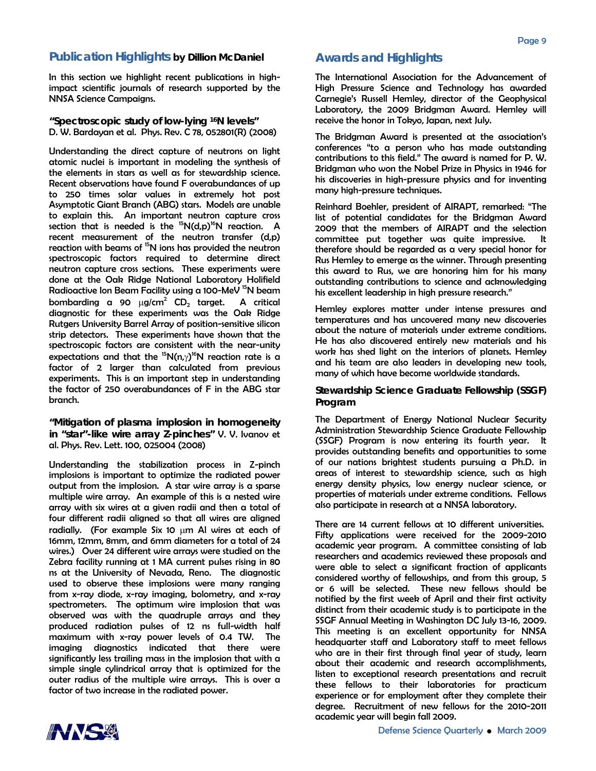## Publication Highlights by Dillion McDaniel

In this section we highlight recent publications in high-impact scientific journals of research supported by the NNSA Science Campaigns.

### "Spectroscopic study of low-lying $^{16}N$ levels"

D. W. Bardayan et al. Phys. Rev. C 78, 052801(R) (2008)

Understanding the direct capture of neutrons on light atomic nuclei is important in modeling the synthesis of the elements in stars as well as for stewardship science. Recent observations have found F overabundances of up to 250 times solar values in extremely hot post Asymptotic Giant Branch (ABG) stars. Models are unable to explain this. An important neutron capture cross section that is needed is the $^{15}N(d,p)^{16}N$ reaction. A recent measurement of the neutron transfer (d,p) reaction with beams of $^{15}N$ ions has provided the neutron spectroscopic factors required to determine direct neutron capture cross sections. These experiments were done at the Oak Ridge National Laboratory Holifield Radioactive Ion Beam Facility using a 100-MeV $^{15}N$ beam bombarding a 90 $\mu g/cm^2$ $CD_2$ target. A critical diagnostic for these experiments was the Oak Ridge Rutgers University Barrel Array of position-sensitive silicon strip detectors. These experiments have shown that the spectroscopic factors are consistent with the near-unity expectations and that the $^{15}N(n,\gamma)^{16}N$ reaction rate is a factor of 2 larger than calculated from previous experiments. This is an important step in understanding the factor of 250 overabundances of F in the ABG star branch.

### "Mitigation of plasma implosion in homogeneity in "star"-like wire array Z-pinches"

V. V. Ivanov et al. Phys. Rev. Lett. 100, 025004 (2008)

Understanding the stabilization process in Z-pinch implosions is important to optimize the radiated power output from the implosion. A star wire array is a sparse multiple wire array. An example of this is a nested wire array with six wires at a given radii and then a total of four different radii aligned so that all wires are aligned radially. (For example Six 10 $\mu$m Al wires at each of 16mm, 12mm, 8mm, and 6mm diameters for a total of 24 wires.) Over 24 different wire arrays were studied on the Zebra facility running at 1 MA current pulses rising in 80 ns at the University of Nevada, Reno. The diagnostic used to observe these implosions were many ranging from x-ray diode, x-ray imaging, bolometry, and x-ray spectrometers. The optimum wire implosion that was observed was with the quadruple arrays and they produced radiation pulses of 12 ns full-width half maximum with x-ray power levels of 0.4 TW. The imaging diagnostics indicated that there were significantly less trailing mass in the implosion that with a simple single cylindrical array that is optimized for the outer radius of the multiple wire arrays. This is over a factor of two increase in the radiated power.

## Awards and Highlights

The International Association for the Advancement of High Pressure Science and Technology has awarded Carnegie's Russell Hemley, director of the Geophysical Laboratory, the 2009 Bridgman Award. Hemley will receive the honor in Tokyo, Japan, next July.

The Bridgman Award is presented at the association's conferences "to a person who has made outstanding contributions to this field." The award is named for P. W. Bridgman who won the Nobel Prize in Physics in 1946 for his discoveries in high-pressure physics and for inventing many high-pressure techniques.

Reinhard Boehler, president of AIRAPT, remarked: "The list of potential candidates for the Bridgman Award 2009 that the members of AIRAPT and the selection committee put together was quite impressive. It therefore should be regarded as a very special honor for Rus Hemley to emerge as the winner. Through presenting this award to Rus, we are honoring him for his many outstanding contributions to science and acknowledging his excellent leadership in high pressure research."

Hemley explores matter under intense pressures and temperatures and has uncovered many new discoveries about the nature of materials under extreme conditions. He has also discovered entirely new materials and his work has shed light on the interiors of planets. Hemley and his team are also leaders in developing new tools, many of which have become worldwide standards.

### Stewardship Science Graduate Fellowship (SSGF) Program

The Department of Energy National Nuclear Security Administration Stewardship Science Graduate Fellowship (SSGF) Program is now entering its fourth year. It provides outstanding benefits and opportunities to some of our nations brightest students pursuing a Ph.D. in areas of interest to stewardship science, such as high energy density physics, low energy nuclear science, or properties of materials under extreme conditions. Fellows also participate in research at a NNSA laboratory.

There are 14 current fellows at 10 different universities. Fifty applications were received for the 2009-2010 academic year program. A committee consisting of lab researchers and academics reviewed these proposals and were able to select a significant fraction of applicants considered worthy of fellowships, and from this group, 5 or 6 will be selected. These new fellows should be notified by the first week of April and their first activity distinct from their academic study is to participate in the SSGF Annual Meeting in Washington DC July 13-16, 2009. This meeting is an excellent opportunity for NNSA headquarter staff and Laboratory staff to meet fellows who are in their first through final year of study, learn about their academic and research accomplishments, listen to exceptional research presentations and recruit these fellows to their laboratories for practicum experience or for employment after they complete their degree. Recruitment of new fellows for the 2010-2011 academic year will begin fall 2009.